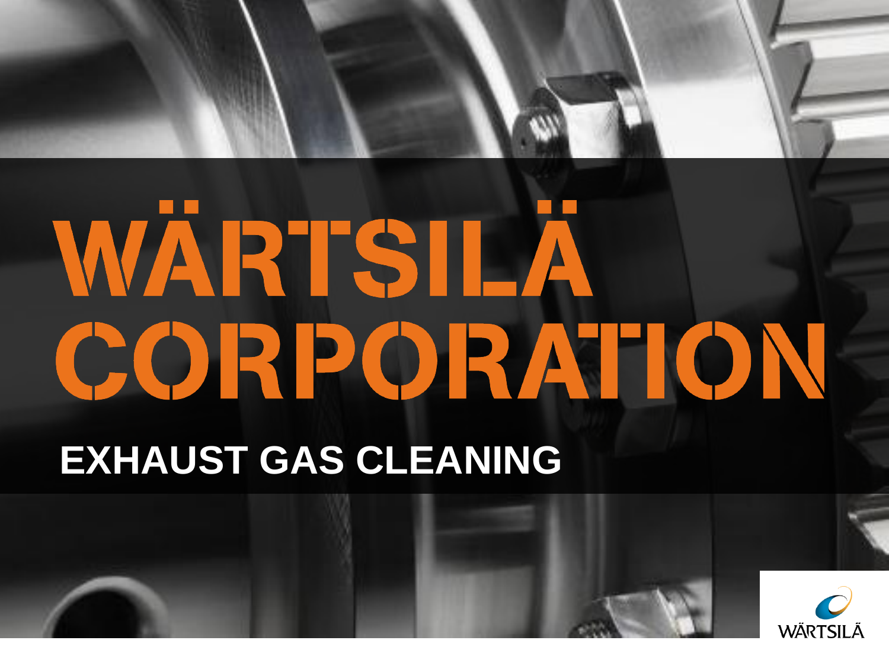# WÄRTSILÄ CORPORATION

## EXHAUST GAS CLEANING

WÄRTSILÄ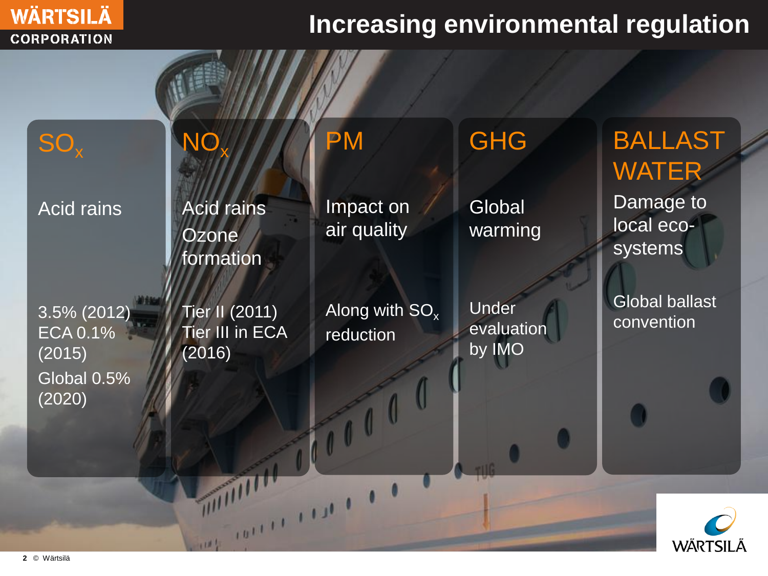# Increasing environmental regulation

## $SO_x$

Acid rains

3.5% (2012)
ECA 0.1% (2015)
Global 0.5% (2020)

## $NO_x$

Acid rains
Ozone formation

Tier II (2011)
Tier III in ECA (2016)

## PM

Impact on air quality

Along with $SO_x$ reduction

## GHG

Global warming

Under evaluation by IMO

## BALLAST WATER

Damage to local eco-systems

Global ballast convention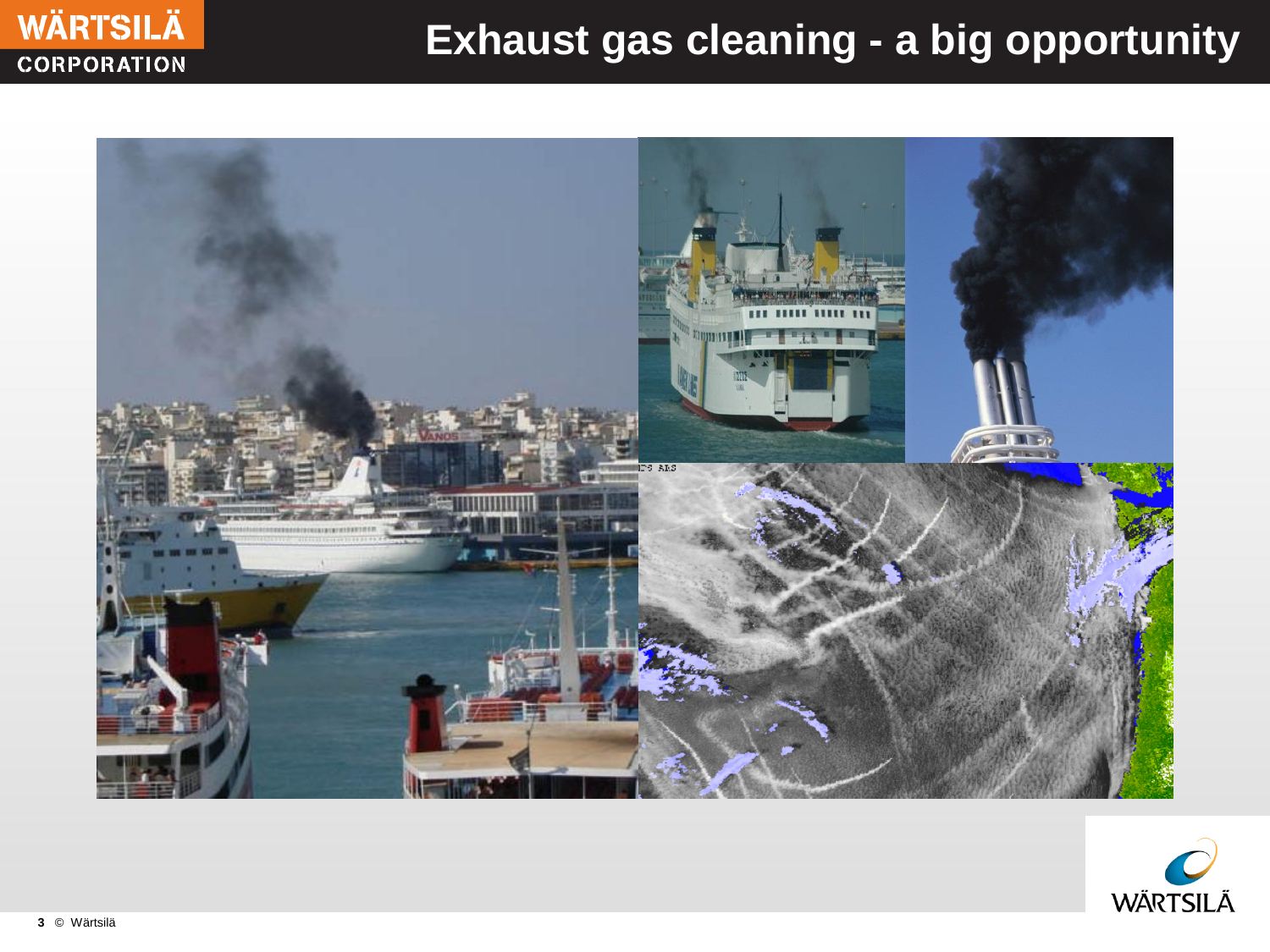# Exhaust gas cleaning - a big opportunity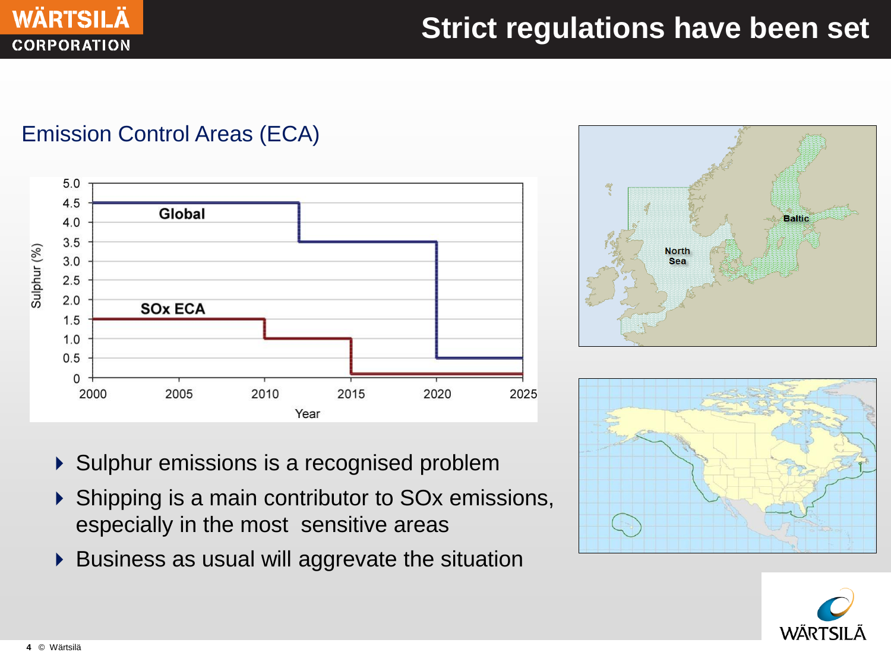# Strict regulations have been set

## Emission Control Areas (ECA)

Sulphur (%)
5.0
4.5
4.0
3.5
3.0
2.5
2.0
1.5
1.0
0.5
0
Global
SOx ECA
2000 2005 2010 2015 2020 2025
Year

North Sea
Baltic

- Sulphur emissions is a recognised problem
- Shipping is a main contributor to SOx emissions, especially in the most sensitive areas
- Business as usual will aggrevate the situation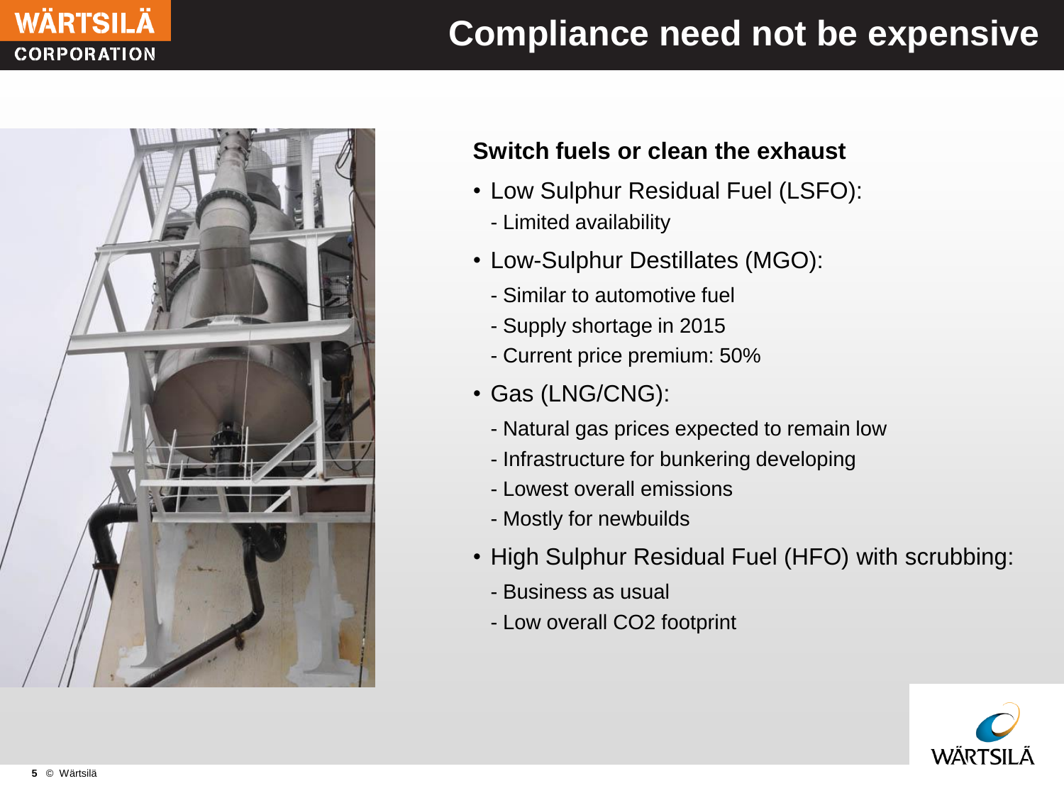# Compliance need not be expensive

### Switch fuels or clean the exhaust

- Low Sulphur Residual Fuel (LSFO):
  - Limited availability
- Low-Sulphur Destillates (MGO):
  - Similar to automotive fuel
  - Supply shortage in 2015
  - Current price premium: 50%
- Gas (LNG/CNG):
  - Natural gas prices expected to remain low
  - Infrastructure for bunkering developing
  - Lowest overall emissions
  - Mostly for newbuilds
- High Sulphur Residual Fuel (HFO) with scrubbing:
  - Business as usual
  - Low overall CO2 footprint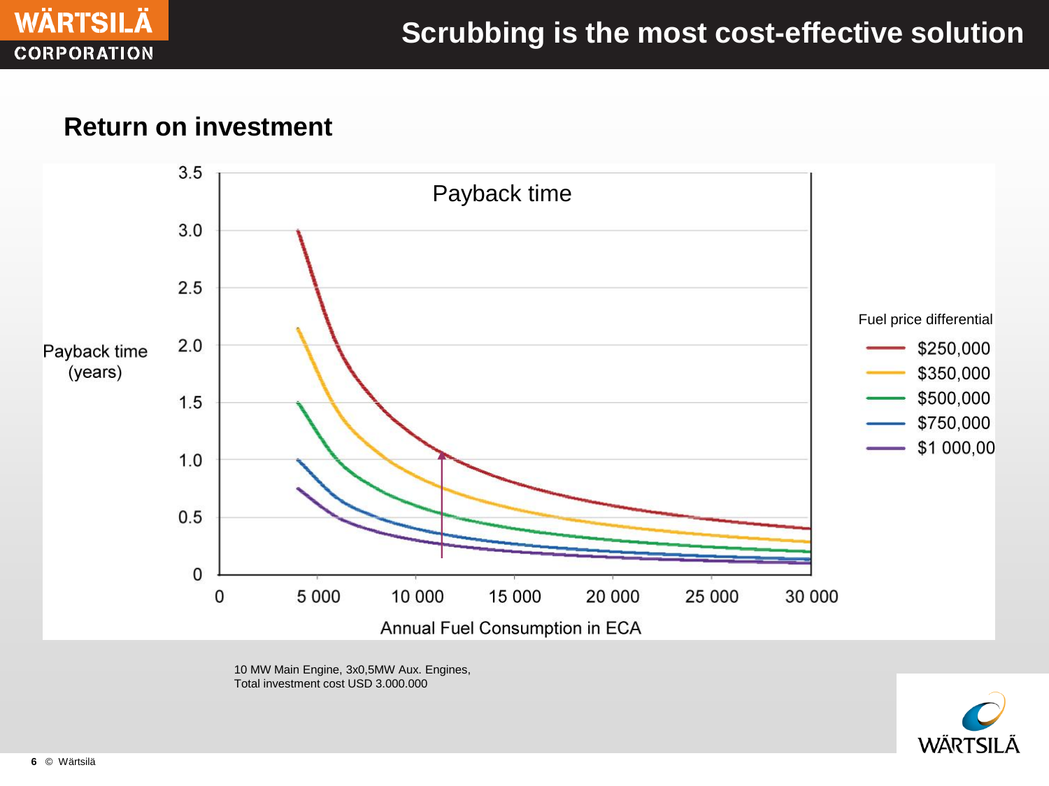# Scrubbing is the most cost-effective solution

## Return on investment

Payback time

Payback time (years)

3.5
3.0
2.5
2.0
1.5
1.0
0.5
0

0
5 000
10 000
15 000
20 000
25 000
30 000

Annual Fuel Consumption in ECA

Fuel price differential

- $250,000
- $350,000
- $500,000
- $750,000
- $1 000,00

10 MW Main Engine, 3x0,5MW Aux. Engines,
Total investment cost USD 3.000.000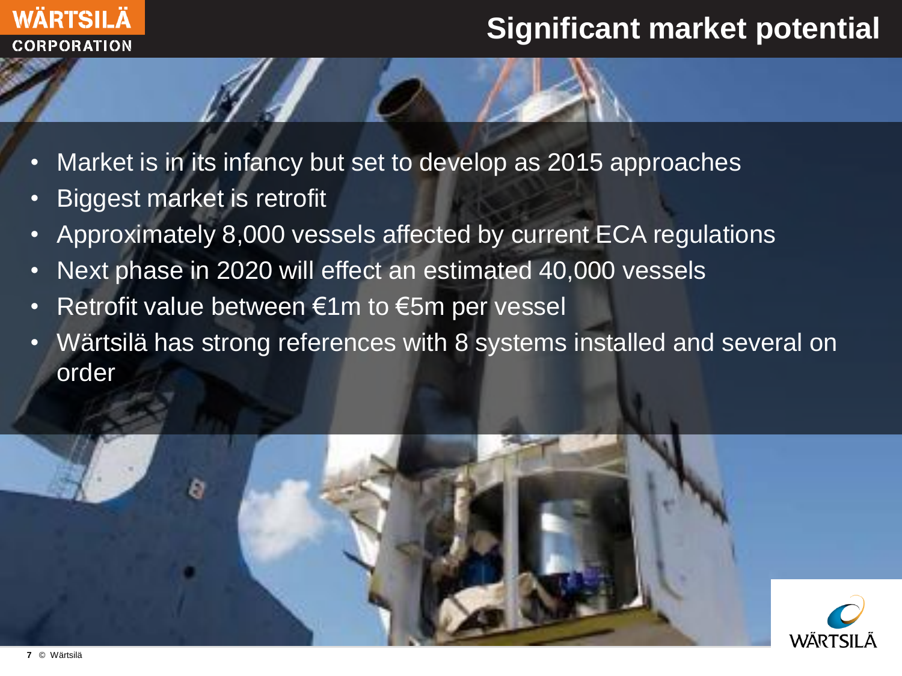# Significant market potential

- Market is in its infancy but set to develop as 2015 approaches
- Biggest market is retrofit
- Approximately 8,000 vessels affected by current ECA regulations
- Next phase in 2020 will effect an estimated 40,000 vessels
- Retrofit value between €1m to €5m per vessel
- Wärtsilä has strong references with 8 systems installed and several on order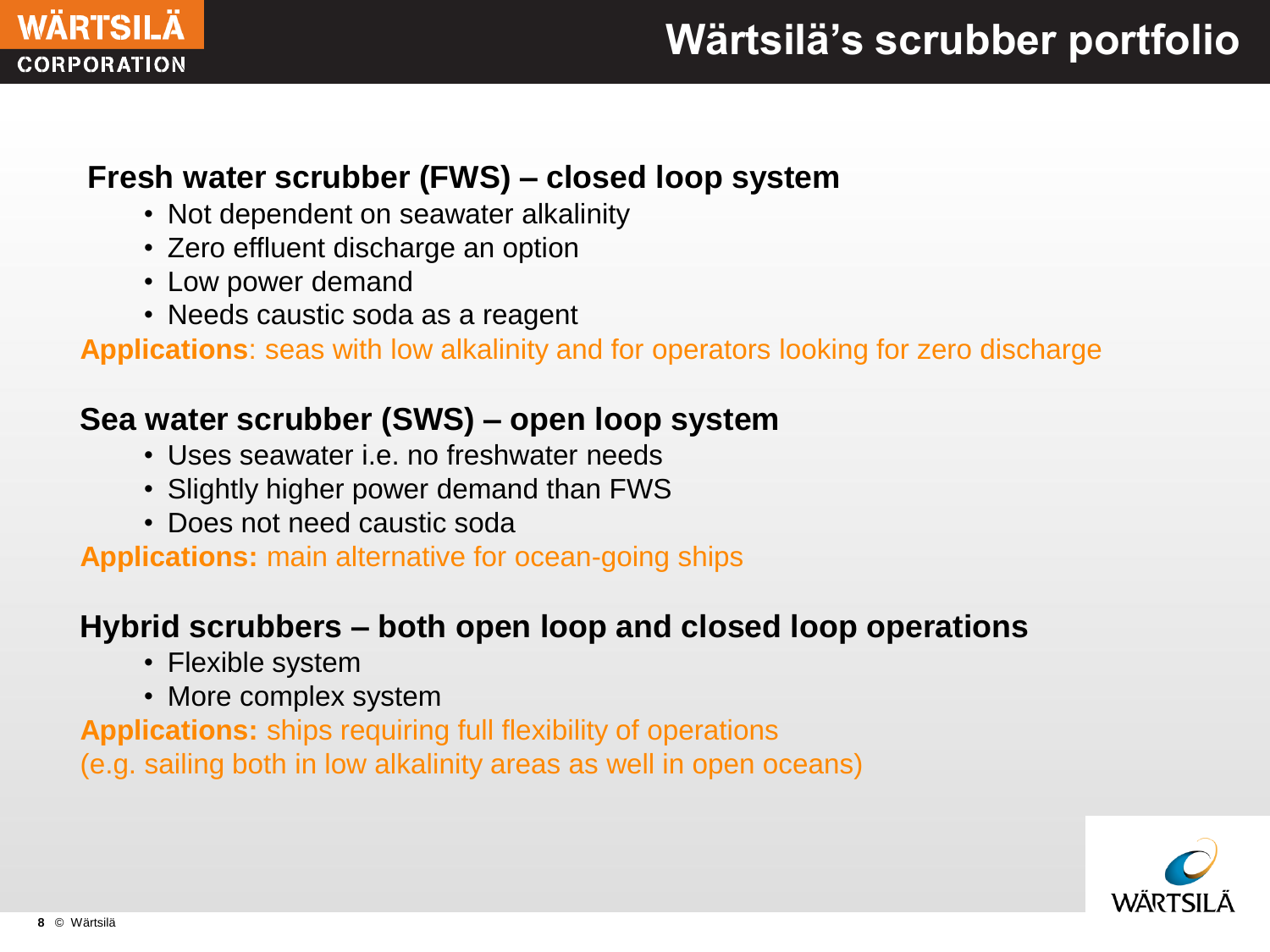# Wärtsilä's scrubber portfolio

## Fresh water scrubber (FWS) – closed loop system

- Not dependent on seawater alkalinity
- Zero effluent discharge an option
- Low power demand
- Needs caustic soda as a reagent

**Applications**: seas with low alkalinity and for operators looking for zero discharge

## Sea water scrubber (SWS) – open loop system

- Uses seawater i.e. no freshwater needs
- Slightly higher power demand than FWS
- Does not need caustic soda

**Applications:** main alternative for ocean-going ships

## Hybrid scrubbers – both open loop and closed loop operations

- Flexible system
- More complex system

**Applications:** ships requiring full flexibility of operations
(e.g. sailing both in low alkalinity areas as well in open oceans)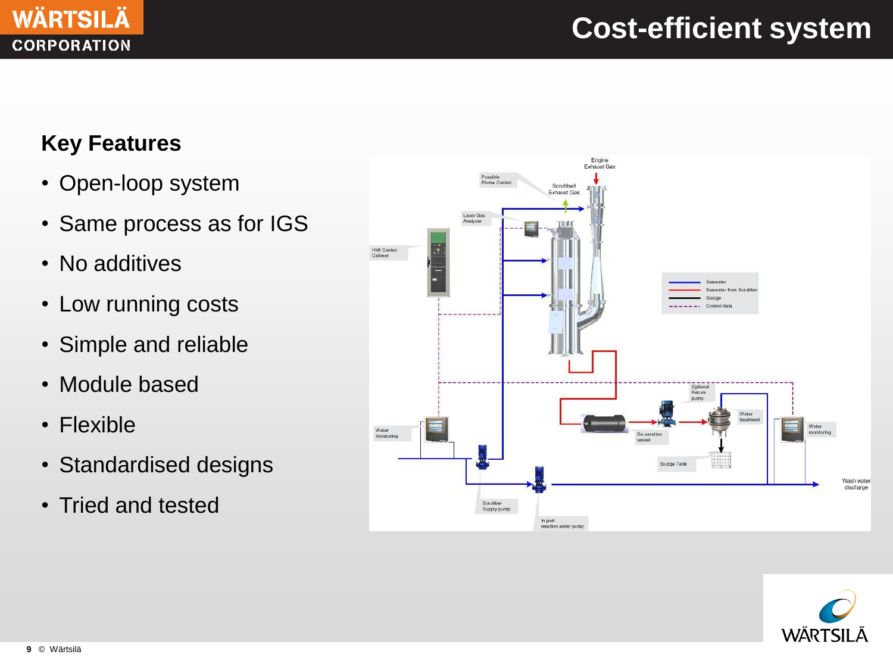# Cost-efficient system

## Key Features

- Open-loop system
- Same process as for IGS
- No additives
- Low running costs
- Simple and reliable
- Module based
- Flexible
- Standardised designs
- Tried and tested

Engine Exhaust Gas

Possible Plume Control

Scrubbed Exhaust Gas

Laser Gas Analyser

HMI Control Cabinet

Seawater

Seawater from Scrubber

Sludge

Control data

Optional Return pump

Water treatment

Water monitoring

Water Monitoring

De-aeration vessel

Sludge Tank

Wash water discharge

Scrubber Supply pump

In port reaction water pump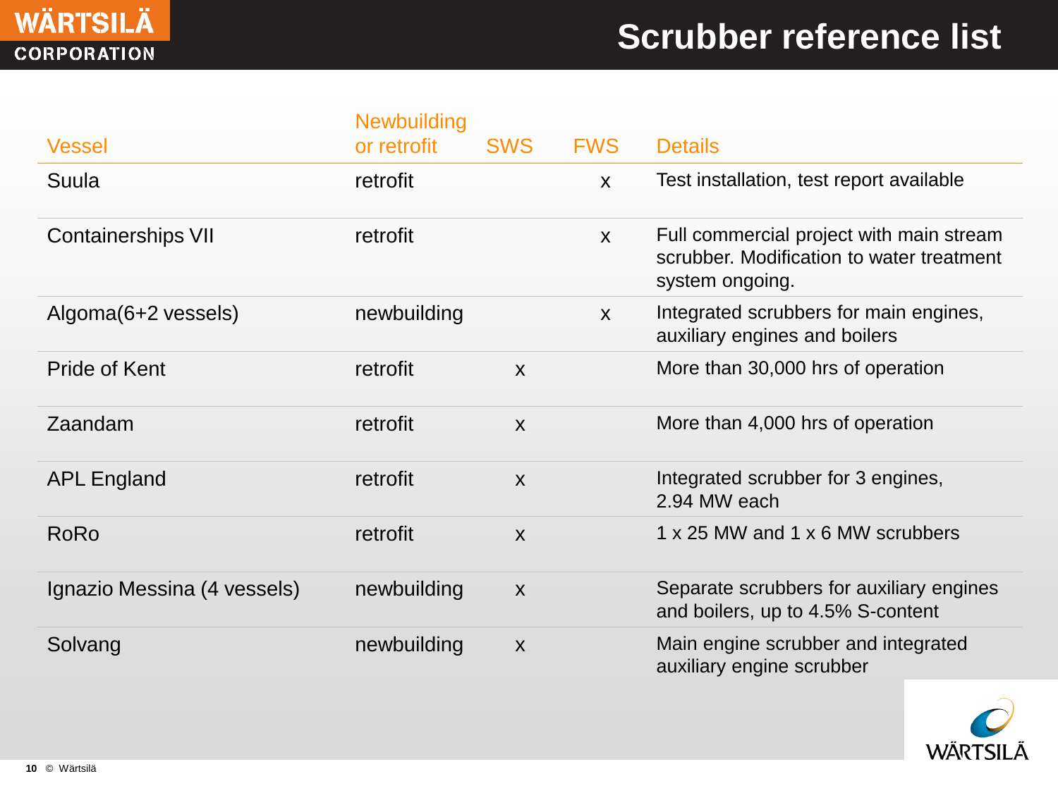# Scrubber reference list

| Vessel | Newbuilding or retrofit | SWS | FWS | Details |
|---|---|---|---|---|
| Suula | retrofit | | x | Test installation, test report available |
| Containerships VII | retrofit | | x | Full commercial project with main stream scrubber. Modification to water treatment system ongoing. |
| Algoma(6+2 vessels) | newbuilding | | x | Integrated scrubbers for main engines, auxiliary engines and boilers |
| Pride of Kent | retrofit | x | | More than 30,000 hrs of operation |
| Zaandam | retrofit | x | | More than 4,000 hrs of operation |
| APL England | retrofit | x | | Integrated scrubber for 3 engines, 2.94 MW each |
| RoRo | retrofit | x | | 1 x 25 MW and 1 x 6 MW scrubbers |
| Ignazio Messina (4 vessels) | newbuilding | x | | Separate scrubbers for auxiliary engines and boilers, up to 4.5% S-content |
| Solvang | newbuilding | x | | Main engine scrubber and integrated auxiliary engine scrubber |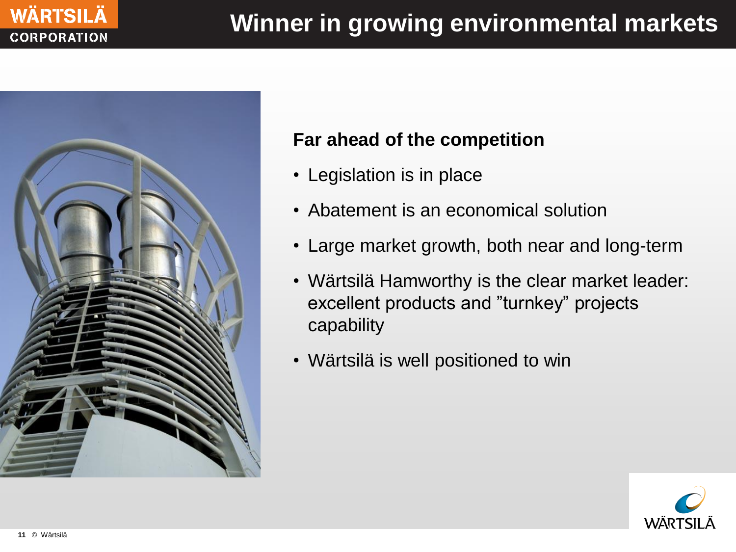# Winner in growing environmental markets

## Far ahead of the competition

- Legislation is in place
- Abatement is an economical solution
- Large market growth, both near and long-term
- Wärtsilä Hamworthy is the clear market leader: excellent products and ”turnkey” projects capability
- Wärtsilä is well positioned to win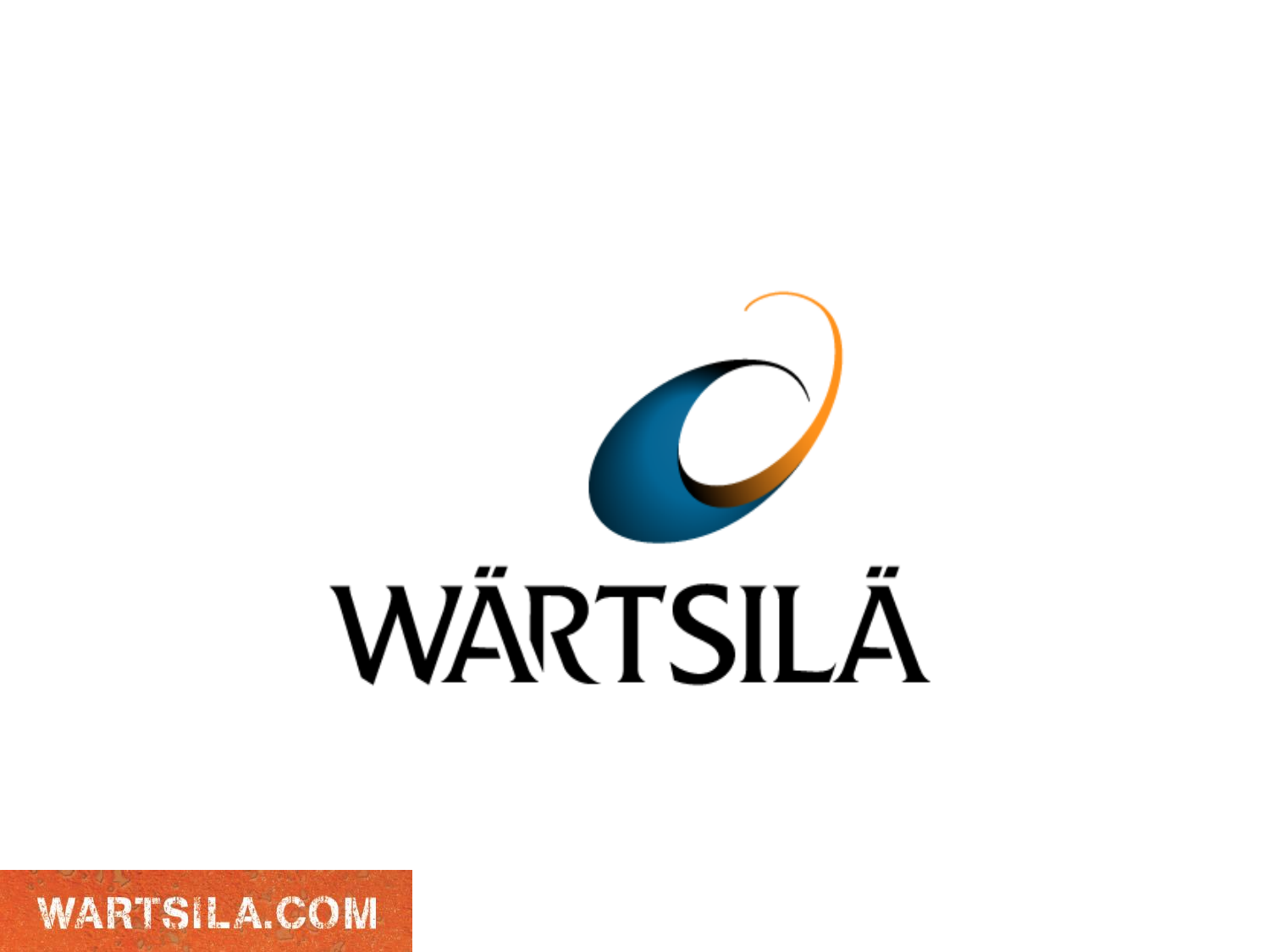WÄRTSILÄ

WARTSILA.COM